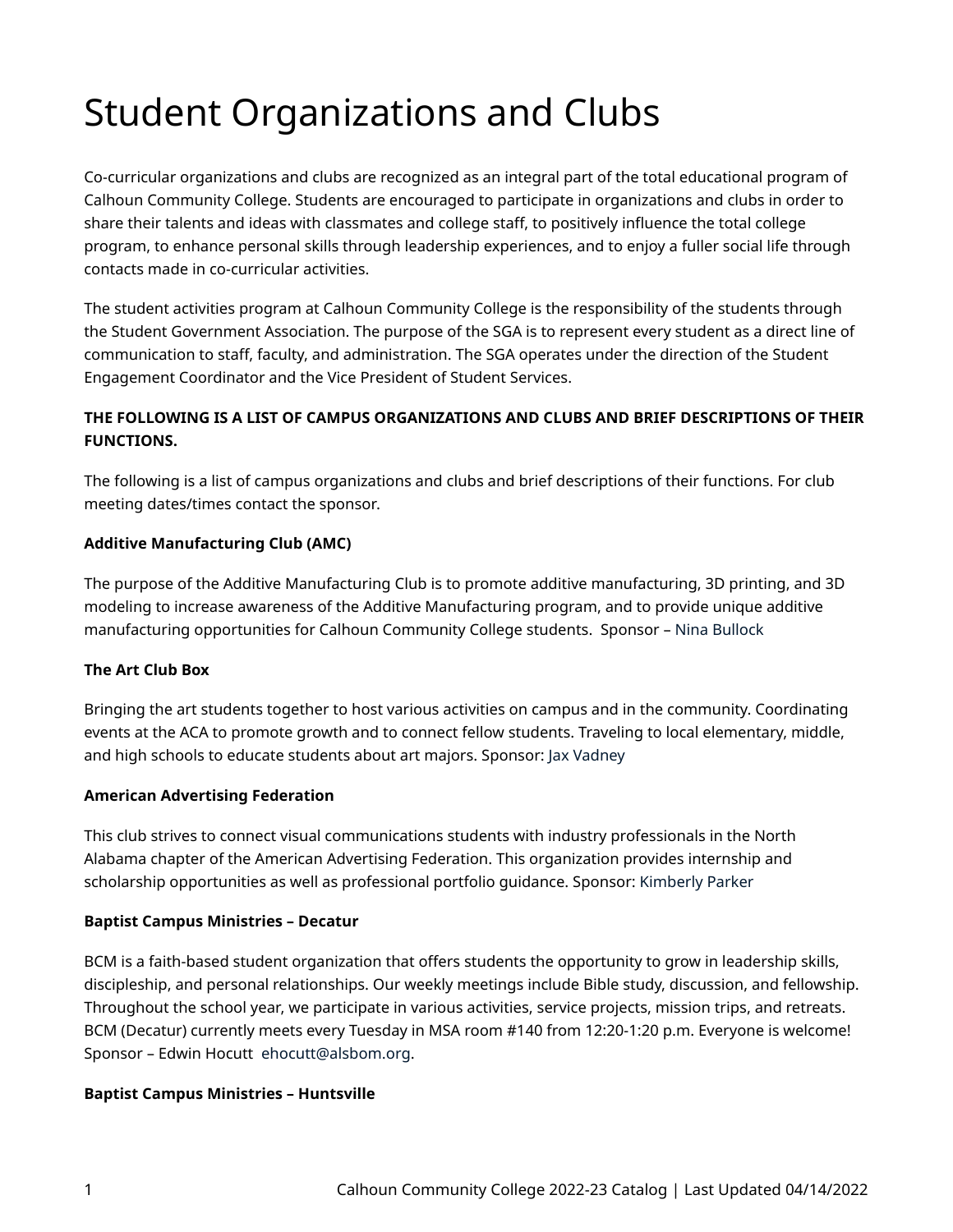# Student Organizations and Clubs

Co-curricular organizations and clubs are recognized as an integral part of the total educational program of Calhoun Community College. Students are encouraged to participate in organizations and clubs in order to share their talents and ideas with classmates and college staff, to positively influence the total college program, to enhance personal skills through leadership experiences, and to enjoy a fuller social life through contacts made in co-curricular activities.

The student activities program at Calhoun Community College is the responsibility of the students through the Student Government Association. The purpose of the SGA is to represent every student as a direct line of communication to staff, faculty, and administration. The SGA operates under the direction of the Student Engagement Coordinator and the Vice President of Student Services.

**THE FOLLOWING IS A LIST OF CAMPUS ORGANIZATIONS AND CLUBS AND BRIEF DESCRIPTIONS OF THEIR FUNCTIONS.**

The following is a list of campus organizations and clubs and brief descriptions of their functions. For club meeting dates/times contact the sponsor.

**Additive Manufacturing Club (AMC)**

The purpose of the Additive Manufacturing Club is to promote additive manufacturing, 3D printing, and 3D modeling to increase awareness of the Additive Manufacturing program, and to provide unique additive manufacturing opportunities for Calhoun Community College students. Sponsor – Nina Bullock

**The Art Club Box**

Bringing the art students together to host various activities on campus and in the community. Coordinating events at the ACA to promote growth and to connect fellow students. Traveling to local elementary, middle, and high schools to educate students about art majors. Sponsor: Jax Vadney

**American Advertising Federation**

This club strives to connect visual communications students with industry professionals in the North Alabama chapter of the American Advertising Federation. This organization provides internship and scholarship opportunities as well as professional portfolio guidance. Sponsor: Kimberly Parker

**Baptist Campus Ministries – Decatur**

BCM is a faith-based student organization that offers students the opportunity to grow in leadership skills, discipleship, and personal relationships. Our weekly meetings include Bible study, discussion, and fellowship. Throughout the school year, we participate in various activities, service projects, mission trips, and retreats. BCM (Decatur) currently meets every Tuesday in MSA room #140 from 12:20-1:20 p.m. Everyone is welcome! Sponsor – Edwin Hocutt ehocutt@alsbom.org.

**Baptist Campus Ministries – Huntsville**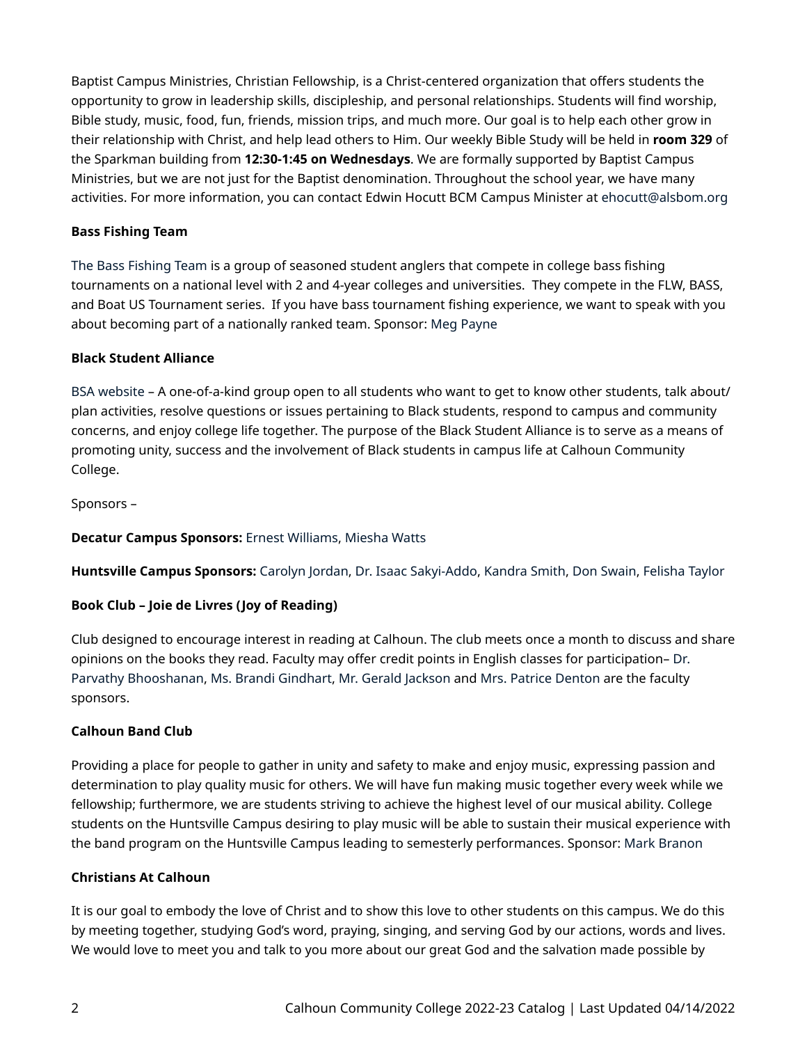Baptist Campus Ministries, Christian Fellowship, is a Christ-centered organization that offers students the opportunity to grow in leadership skills, discipleship, and personal relationships. Students will find worship, Bible study, music, food, fun, friends, mission trips, and much more. Our goal is to help each other grow in their relationship with Christ, and help lead others to Him. Our weekly Bible Study will be held in **room 329** of the Sparkman building from **12:30-1:45 on Wednesdays**. We are formally supported by Baptist Campus Ministries, but we are not just for the Baptist denomination. Throughout the school year, we have many activities. For more information, you can contact Edwin Hocutt BCM Campus Minister at ehocutt@alsbom.org

**Bass Fishing Team**

The Bass Fishing Team is a group of seasoned student anglers that compete in college bass fishing tournaments on a national level with 2 and 4-year colleges and universities. They compete in the FLW, BASS, and Boat US Tournament series. If you have bass tournament fishing experience, we want to speak with you about becoming part of a nationally ranked team. Sponsor: Meg Payne

**Black Student Alliance**

BSA website – A one-of-a-kind group open to all students who want to get to know other students, talk about/plan activities, resolve questions or issues pertaining to Black students, respond to campus and community concerns, and enjoy college life together. The purpose of the Black Student Alliance is to serve as a means of promoting unity, success and the involvement of Black students in campus life at Calhoun Community College.

Sponsors –

**Decatur Campus Sponsors:** Ernest Williams, Miesha Watts

**Huntsville Campus Sponsors:** Carolyn Jordan, Dr. Isaac Sakyi-Addo, Kandra Smith, Don Swain, Felisha Taylor

**Book Club – Joie de Livres (Joy of Reading)**

Club designed to encourage interest in reading at Calhoun. The club meets once a month to discuss and share opinions on the books they read. Faculty may offer credit points in English classes for participation– Dr. Parvathy Bhooshanan, Ms. Brandi Gindhart, Mr. Gerald Jackson and Mrs. Patrice Denton are the faculty sponsors.

**Calhoun Band Club**

Providing a place for people to gather in unity and safety to make and enjoy music, expressing passion and determination to play quality music for others. We will have fun making music together every week while we fellowship; furthermore, we are students striving to achieve the highest level of our musical ability. College students on the Huntsville Campus desiring to play music will be able to sustain their musical experience with the band program on the Huntsville Campus leading to semesterly performances. Sponsor: Mark Branon

**Christians At Calhoun**

It is our goal to embody the love of Christ and to show this love to other students on this campus. We do this by meeting together, studying God's word, praying, singing, and serving God by our actions, words and lives. We would love to meet you and talk to you more about our great God and the salvation made possible by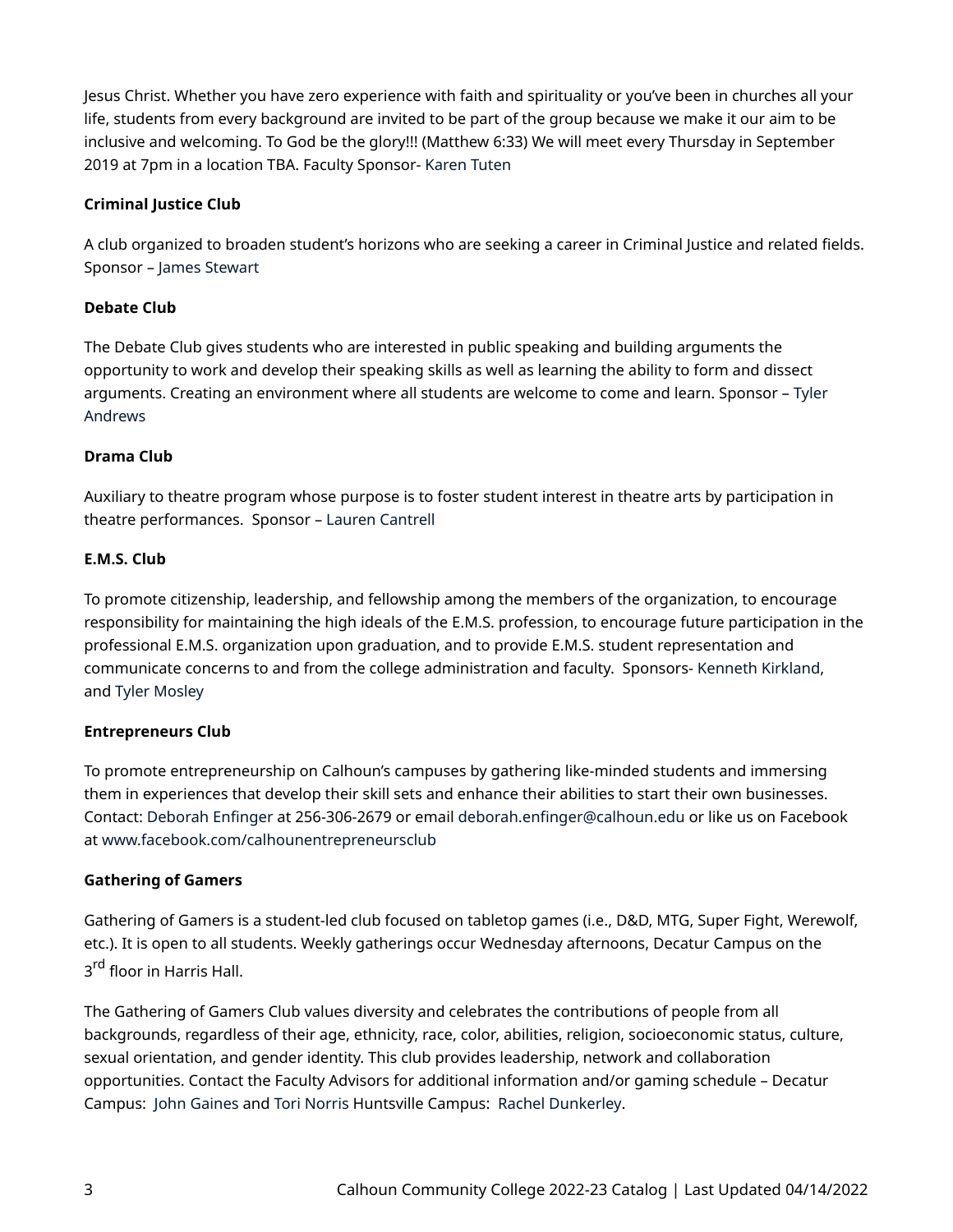Jesus Christ. Whether you have zero experience with faith and spirituality or you've been in churches all your life, students from every background are invited to be part of the group because we make it our aim to be inclusive and welcoming. To God be the glory!!! (Matthew 6:33) We will meet every Thursday in September 2019 at 7pm in a location TBA. Faculty Sponsor- Karen Tuten

**Criminal Justice Club**

A club organized to broaden student's horizons who are seeking a career in Criminal Justice and related fields. Sponsor – James Stewart

**Debate Club**

The Debate Club gives students who are interested in public speaking and building arguments the opportunity to work and develop their speaking skills as well as learning the ability to form and dissect arguments. Creating an environment where all students are welcome to come and learn. Sponsor – Tyler Andrews

**Drama Club**

Auxiliary to theatre program whose purpose is to foster student interest in theatre arts by participation in theatre performances. Sponsor – Lauren Cantrell

**E.M.S. Club**

To promote citizenship, leadership, and fellowship among the members of the organization, to encourage responsibility for maintaining the high ideals of the E.M.S. profession, to encourage future participation in the professional E.M.S. organization upon graduation, and to provide E.M.S. student representation and communicate concerns to and from the college administration and faculty. Sponsors- Kenneth Kirkland, and Tyler Mosley

**Entrepreneurs Club**

To promote entrepreneurship on Calhoun's campuses by gathering like-minded students and immersing them in experiences that develop their skill sets and enhance their abilities to start their own businesses. Contact: Deborah Enfinger at 256-306-2679 or email deborah.enfinger@calhoun.edu or like us on Facebook at www.facebook.com/calhounentrepreneursclub

**Gathering of Gamers**

Gathering of Gamers is a student-led club focused on tabletop games (i.e., D&D, MTG, Super Fight, Werewolf, etc.). It is open to all students. Weekly gatherings occur Wednesday afternoons, Decatur Campus on the 3rd floor in Harris Hall.

The Gathering of Gamers Club values diversity and celebrates the contributions of people from all backgrounds, regardless of their age, ethnicity, race, color, abilities, religion, socioeconomic status, culture, sexual orientation, and gender identity. This club provides leadership, network and collaboration opportunities. Contact the Faculty Advisors for additional information and/or gaming schedule – Decatur Campus: John Gaines and Tori Norris Huntsville Campus: Rachel Dunkerley.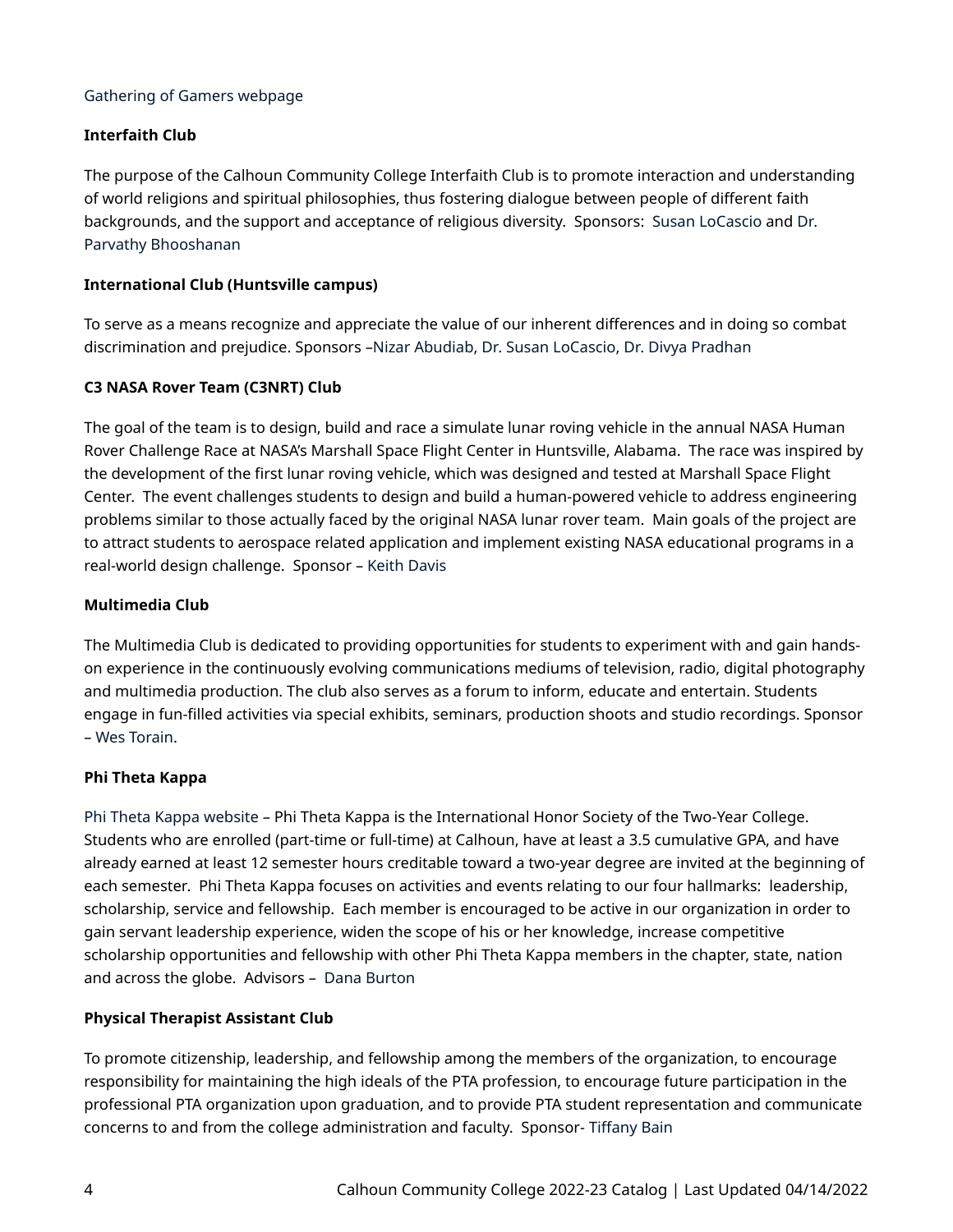Gathering of Gamers webpage

**Interfaith Club**

The purpose of the Calhoun Community College Interfaith Club is to promote interaction and understanding of world religions and spiritual philosophies, thus fostering dialogue between people of different faith backgrounds, and the support and acceptance of religious diversity.  Sponsors:  Susan LoCascio and Dr. Parvathy Bhooshanan

**International Club (Huntsville campus)**

To serve as a means recognize and appreciate the value of our inherent differences and in doing so combat discrimination and prejudice. Sponsors –Nizar Abudiab, Dr. Susan LoCascio, Dr. Divya Pradhan

**C3 NASA Rover Team (C3NRT) Club**

The goal of the team is to design, build and race a simulate lunar roving vehicle in the annual NASA Human Rover Challenge Race at NASA's Marshall Space Flight Center in Huntsville, Alabama.  The race was inspired by the development of the first lunar roving vehicle, which was designed and tested at Marshall Space Flight Center.  The event challenges students to design and build a human-powered vehicle to address engineering problems similar to those actually faced by the original NASA lunar rover team.  Main goals of the project are to attract students to aerospace related application and implement existing NASA educational programs in a real-world design challenge.  Sponsor – Keith Davis

**Multimedia Club**

The Multimedia Club is dedicated to providing opportunities for students to experiment with and gain hands-on experience in the continuously evolving communications mediums of television, radio, digital photography and multimedia production. The club also serves as a forum to inform, educate and entertain. Students engage in fun-filled activities via special exhibits, seminars, production shoots and studio recordings. Sponsor – Wes Torain.

**Phi Theta Kappa**

Phi Theta Kappa website – Phi Theta Kappa is the International Honor Society of the Two-Year College. Students who are enrolled (part-time or full-time) at Calhoun, have at least a 3.5 cumulative GPA, and have already earned at least 12 semester hours creditable toward a two-year degree are invited at the beginning of each semester.  Phi Theta Kappa focuses on activities and events relating to our four hallmarks:  leadership, scholarship, service and fellowship.  Each member is encouraged to be active in our organization in order to gain servant leadership experience, widen the scope of his or her knowledge, increase competitive scholarship opportunities and fellowship with other Phi Theta Kappa members in the chapter, state, nation and across the globe.  Advisors –  Dana Burton

**Physical Therapist Assistant Club**

To promote citizenship, leadership, and fellowship among the members of the organization, to encourage responsibility for maintaining the high ideals of the PTA profession, to encourage future participation in the professional PTA organization upon graduation, and to provide PTA student representation and communicate concerns to and from the college administration and faculty.  Sponsor- Tiffany Bain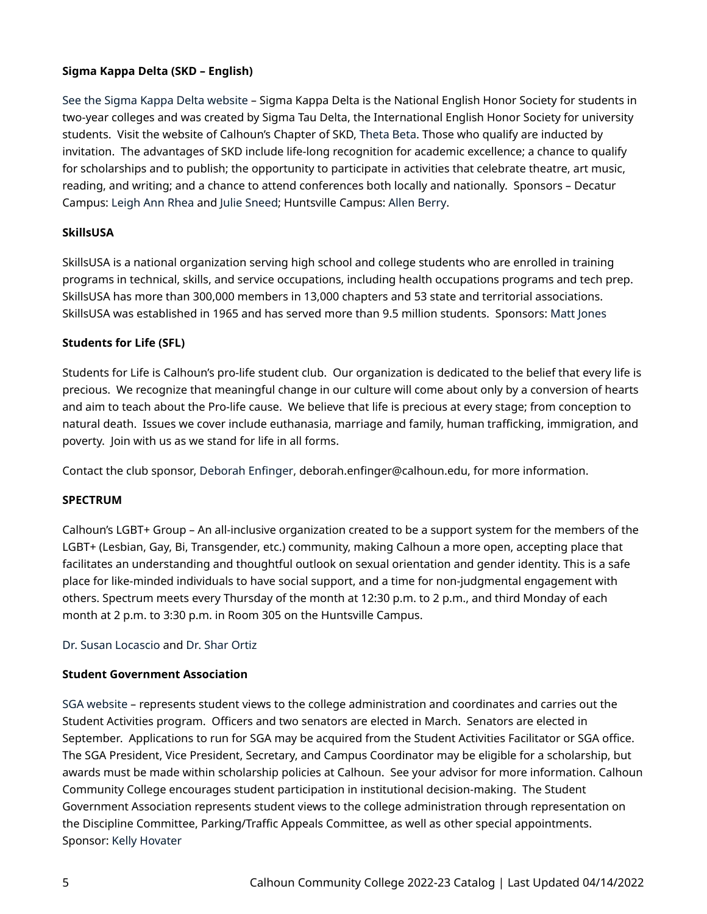**Sigma Kappa Delta (SKD – English)**

See the Sigma Kappa Delta website – Sigma Kappa Delta is the National English Honor Society for students in two-year colleges and was created by Sigma Tau Delta, the International English Honor Society for university students.  Visit the website of Calhoun's Chapter of SKD, Theta Beta. Those who qualify are inducted by invitation.  The advantages of SKD include life-long recognition for academic excellence; a chance to qualify for scholarships and to publish; the opportunity to participate in activities that celebrate theatre, art music, reading, and writing; and a chance to attend conferences both locally and nationally.  Sponsors – Decatur Campus: Leigh Ann Rhea and Julie Sneed; Huntsville Campus: Allen Berry.

**SkillsUSA**

SkillsUSA is a national organization serving high school and college students who are enrolled in training programs in technical, skills, and service occupations, including health occupations programs and tech prep.  SkillsUSA has more than 300,000 members in 13,000 chapters and 53 state and territorial associations.  SkillsUSA was established in 1965 and has served more than 9.5 million students.  Sponsors: Matt Jones

**Students for Life (SFL)**

Students for Life is Calhoun's pro-life student club.  Our organization is dedicated to the belief that every life is precious.  We recognize that meaningful change in our culture will come about only by a conversion of hearts and aim to teach about the Pro-life cause.  We believe that life is precious at every stage; from conception to natural death.  Issues we cover include euthanasia, marriage and family, human trafficking, immigration, and poverty.  Join with us as we stand for life in all forms.

Contact the club sponsor, Deborah Enfinger, deborah.enfinger@calhoun.edu, for more information.

**SPECTRUM**

Calhoun's LGBT+ Group – An all-inclusive organization created to be a support system for the members of the LGBT+ (Lesbian, Gay, Bi, Transgender, etc.) community, making Calhoun a more open, accepting place that facilitates an understanding and thoughtful outlook on sexual orientation and gender identity. This is a safe place for like-minded individuals to have social support, and a time for non-judgmental engagement with others. Spectrum meets every Thursday of the month at 12:30 p.m. to 2 p.m., and third Monday of each month at 2 p.m. to 3:30 p.m. in Room 305 on the Huntsville Campus.

Dr. Susan Locascio and Dr. Shar Ortiz

**Student Government Association**

SGA website – represents student views to the college administration and coordinates and carries out the Student Activities program.  Officers and two senators are elected in March.  Senators are elected in September.  Applications to run for SGA may be acquired from the Student Activities Facilitator or SGA office.  The SGA President, Vice President, Secretary, and Campus Coordinator may be eligible for a scholarship, but awards must be made within scholarship policies at Calhoun.  See your advisor for more information. Calhoun Community College encourages student participation in institutional decision-making.  The Student Government Association represents student views to the college administration through representation on the Discipline Committee, Parking/Traffic Appeals Committee, as well as other special appointments.  Sponsor: Kelly Hovater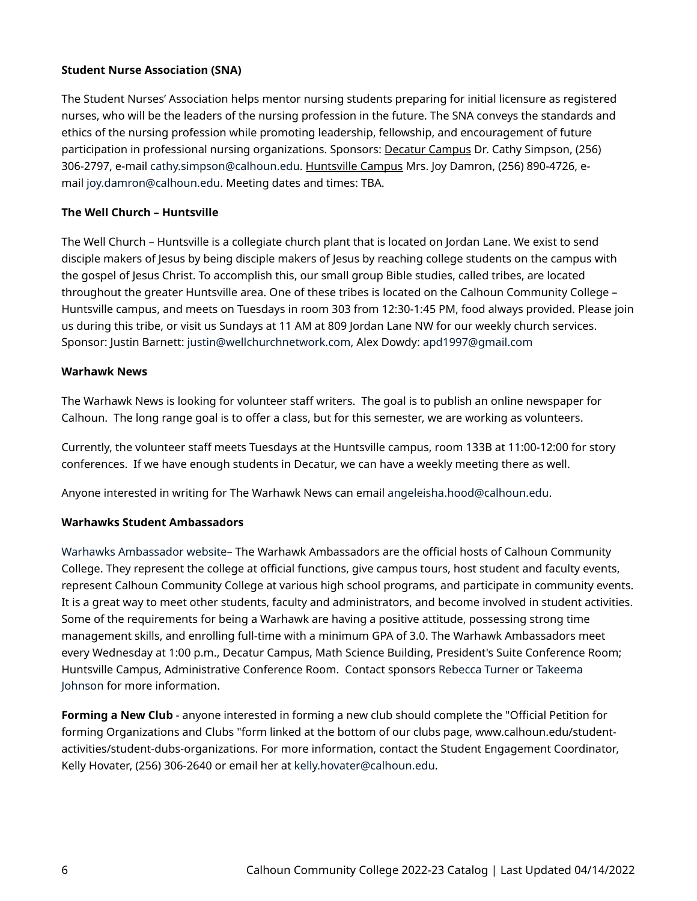**Student Nurse Association (SNA)**

The Student Nurses' Association helps mentor nursing students preparing for initial licensure as registered nurses, who will be the leaders of the nursing profession in the future. The SNA conveys the standards and ethics of the nursing profession while promoting leadership, fellowship, and encouragement of future participation in professional nursing organizations. Sponsors: Decatur Campus Dr. Cathy Simpson, (256) 306-2797, e-mail cathy.simpson@calhoun.edu. Huntsville Campus Mrs. Joy Damron, (256) 890-4726, e-mail joy.damron@calhoun.edu. Meeting dates and times: TBA.

**The Well Church – Huntsville**

The Well Church – Huntsville is a collegiate church plant that is located on Jordan Lane. We exist to send disciple makers of Jesus by being disciple makers of Jesus by reaching college students on the campus with the gospel of Jesus Christ. To accomplish this, our small group Bible studies, called tribes, are located throughout the greater Huntsville area. One of these tribes is located on the Calhoun Community College – Huntsville campus, and meets on Tuesdays in room 303 from 12:30-1:45 PM, food always provided. Please join us during this tribe, or visit us Sundays at 11 AM at 809 Jordan Lane NW for our weekly church services. Sponsor: Justin Barnett: justin@wellchurchnetwork.com, Alex Dowdy: apd1997@gmail.com

**Warhawk News**

The Warhawk News is looking for volunteer staff writers. The goal is to publish an online newspaper for Calhoun. The long range goal is to offer a class, but for this semester, we are working as volunteers.

Currently, the volunteer staff meets Tuesdays at the Huntsville campus, room 133B at 11:00-12:00 for story conferences. If we have enough students in Decatur, we can have a weekly meeting there as well.

Anyone interested in writing for The Warhawk News can email angeleisha.hood@calhoun.edu.

**Warhawks Student Ambassadors**

Warhawks Ambassador website– The Warhawk Ambassadors are the official hosts of Calhoun Community College. They represent the college at official functions, give campus tours, host student and faculty events, represent Calhoun Community College at various high school programs, and participate in community events. It is a great way to meet other students, faculty and administrators, and become involved in student activities. Some of the requirements for being a Warhawk are having a positive attitude, possessing strong time management skills, and enrolling full-time with a minimum GPA of 3.0. The Warhawk Ambassadors meet every Wednesday at 1:00 p.m., Decatur Campus, Math Science Building, President's Suite Conference Room; Huntsville Campus, Administrative Conference Room. Contact sponsors Rebecca Turner or Takeema Johnson for more information.

**Forming a New Club** - anyone interested in forming a new club should complete the "Official Petition for forming Organizations and Clubs "form linked at the bottom of our clubs page, www.calhoun.edu/student-activities/student-dubs-organizations. For more information, contact the Student Engagement Coordinator, Kelly Hovater, (256) 306-2640 or email her at kelly.hovater@calhoun.edu.